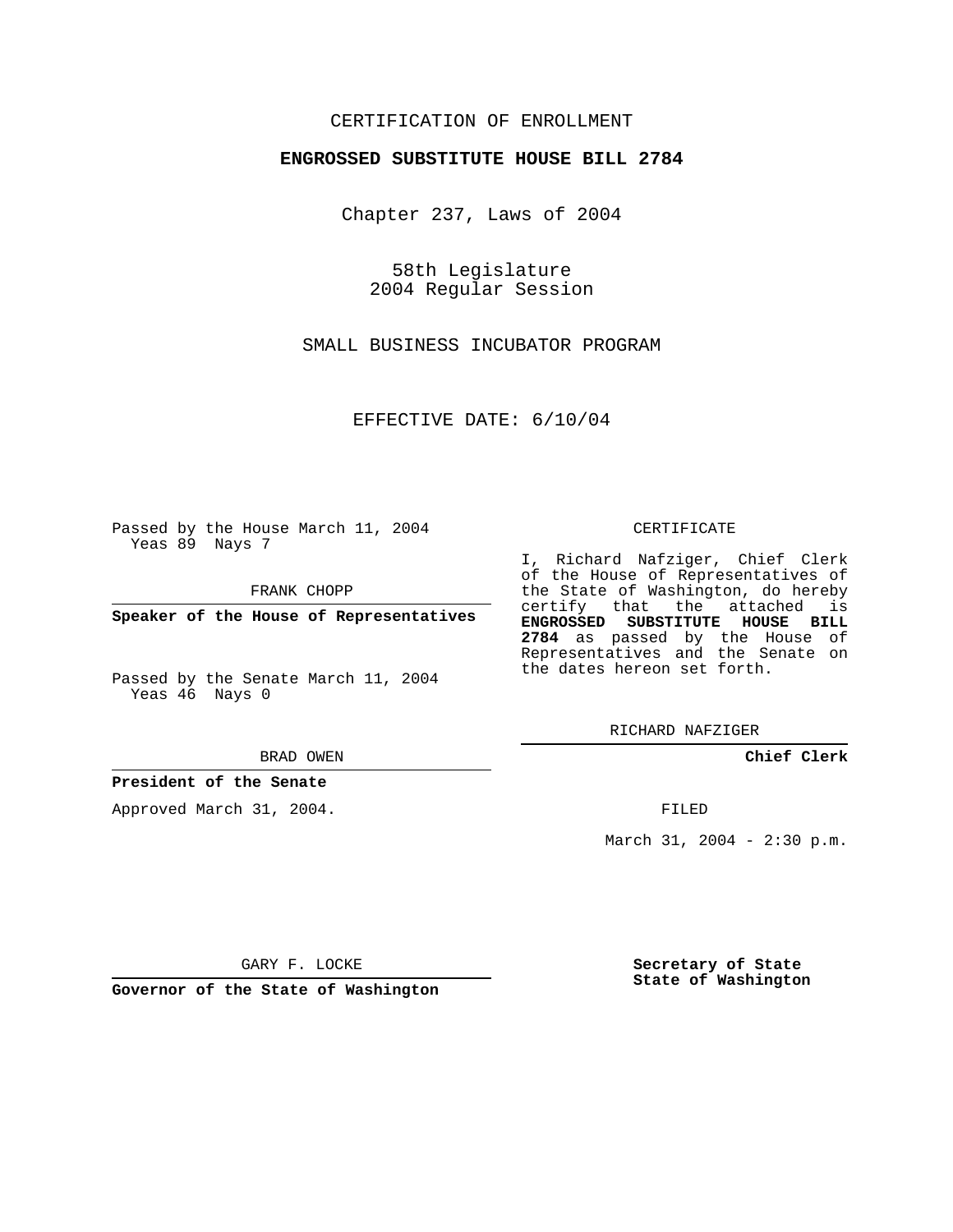CERTIFICATION OF ENROLLMENT

**ENGROSSED SUBSTITUTE HOUSE BILL 2784**

Chapter 237, Laws of 2004

58th Legislature
2004 Regular Session

SMALL BUSINESS INCUBATOR PROGRAM

EFFECTIVE DATE: 6/10/04

Passed by the House March 11, 2004
Yeas 89 Nays 7

FRANK CHOPP

**Speaker of the House of Representatives**

Passed by the Senate March 11, 2004
Yeas 46 Nays 0

BRAD OWEN

**President of the Senate**

Approved March 31, 2004.

GARY F. LOCKE

**Governor of the State of Washington**

CERTIFICATE

I, Richard Nafziger, Chief Clerk of the House of Representatives of the State of Washington, do hereby certify that the attached is **ENGROSSED SUBSTITUTE HOUSE BILL 2784** as passed by the House of Representatives and the Senate on the dates hereon set forth.

RICHARD NAFZIGER

**Chief Clerk**

FILED

March 31, 2004 - 2:30 p.m.

**Secretary of State**
**State of Washington**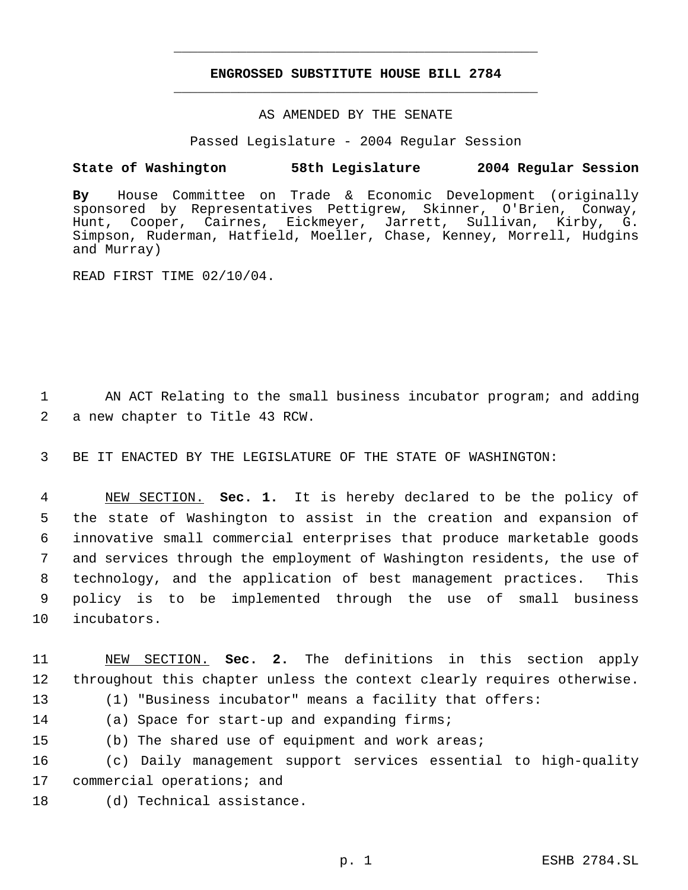**ENGROSSED SUBSTITUTE HOUSE BILL 2784**

AS AMENDED BY THE SENATE

Passed Legislature - 2004 Regular Session

**State of Washington 58th Legislature 2004 Regular Session**

**By** House Committee on Trade & Economic Development (originally sponsored by Representatives Pettigrew, Skinner, O'Brien, Conway, Hunt, Cooper, Cairnes, Eickmeyer, Jarrett, Sullivan, Kirby, G. Simpson, Ruderman, Hatfield, Moeller, Chase, Kenney, Morrell, Hudgins and Murray)

READ FIRST TIME 02/10/04.

AN ACT Relating to the small business incubator program; and adding a new chapter to Title 43 RCW.

BE IT ENACTED BY THE LEGISLATURE OF THE STATE OF WASHINGTON:

NEW SECTION. **Sec. 1.** It is hereby declared to be the policy of the state of Washington to assist in the creation and expansion of innovative small commercial enterprises that produce marketable goods and services through the employment of Washington residents, the use of technology, and the application of best management practices. This policy is to be implemented through the use of small business incubators.

NEW SECTION. **Sec. 2.** The definitions in this section apply throughout this chapter unless the context clearly requires otherwise.

(1) "Business incubator" means a facility that offers:

(a) Space for start-up and expanding firms;

(b) The shared use of equipment and work areas;

(c) Daily management support services essential to high-quality commercial operations; and

(d) Technical assistance.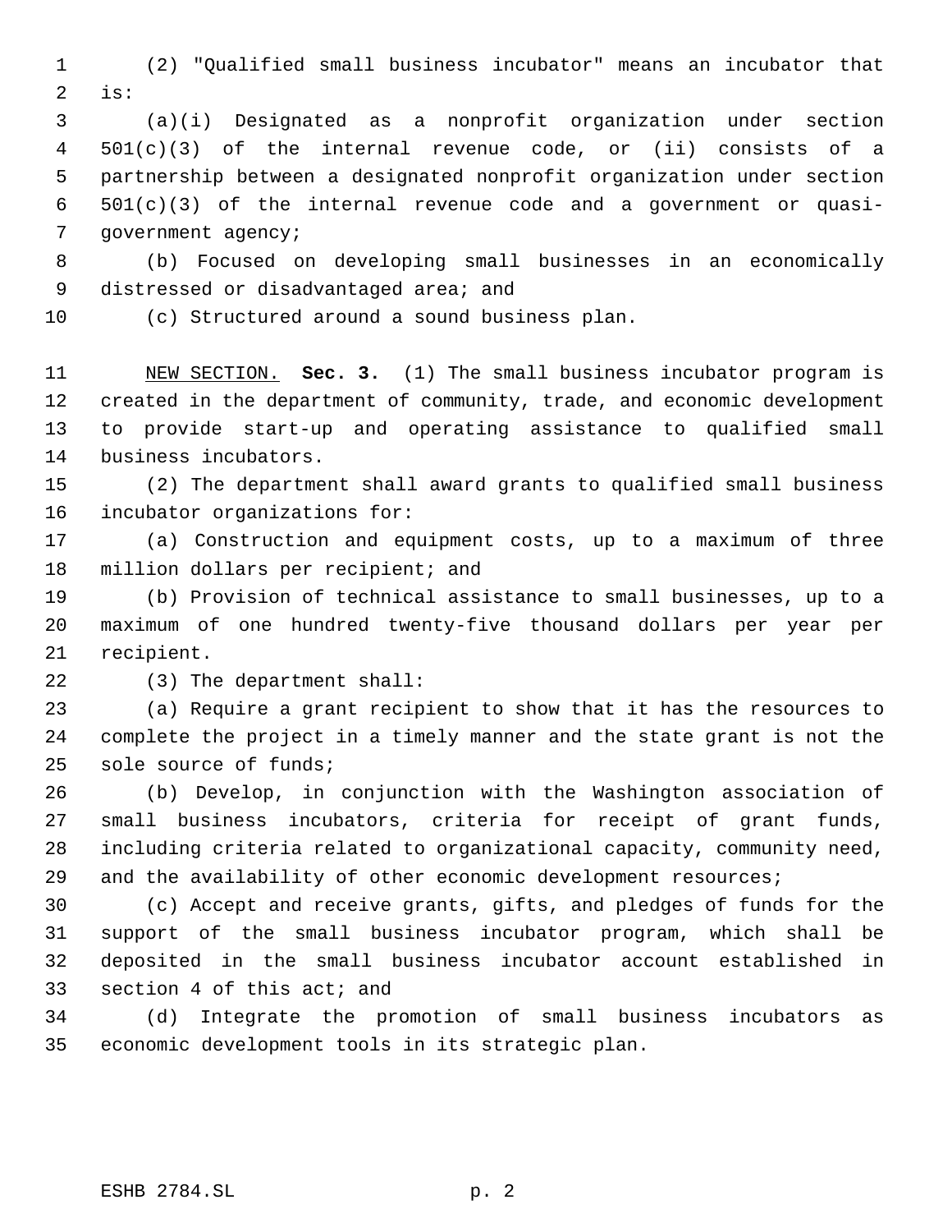(2) "Qualified small business incubator" means an incubator that is:

(a)(i) Designated as a nonprofit organization under section 501(c)(3) of the internal revenue code, or (ii) consists of a partnership between a designated nonprofit organization under section 501(c)(3) of the internal revenue code and a government or quasi-government agency;

(b) Focused on developing small businesses in an economically distressed or disadvantaged area; and

(c) Structured around a sound business plan.

NEW SECTION. **Sec. 3.** (1) The small business incubator program is created in the department of community, trade, and economic development to provide start-up and operating assistance to qualified small business incubators.

(2) The department shall award grants to qualified small business incubator organizations for:

(a) Construction and equipment costs, up to a maximum of three million dollars per recipient; and

(b) Provision of technical assistance to small businesses, up to a maximum of one hundred twenty-five thousand dollars per year per recipient.

(3) The department shall:

(a) Require a grant recipient to show that it has the resources to complete the project in a timely manner and the state grant is not the sole source of funds;

(b) Develop, in conjunction with the Washington association of small business incubators, criteria for receipt of grant funds, including criteria related to organizational capacity, community need, and the availability of other economic development resources;

(c) Accept and receive grants, gifts, and pledges of funds for the support of the small business incubator program, which shall be deposited in the small business incubator account established in section 4 of this act; and

(d) Integrate the promotion of small business incubators as economic development tools in its strategic plan.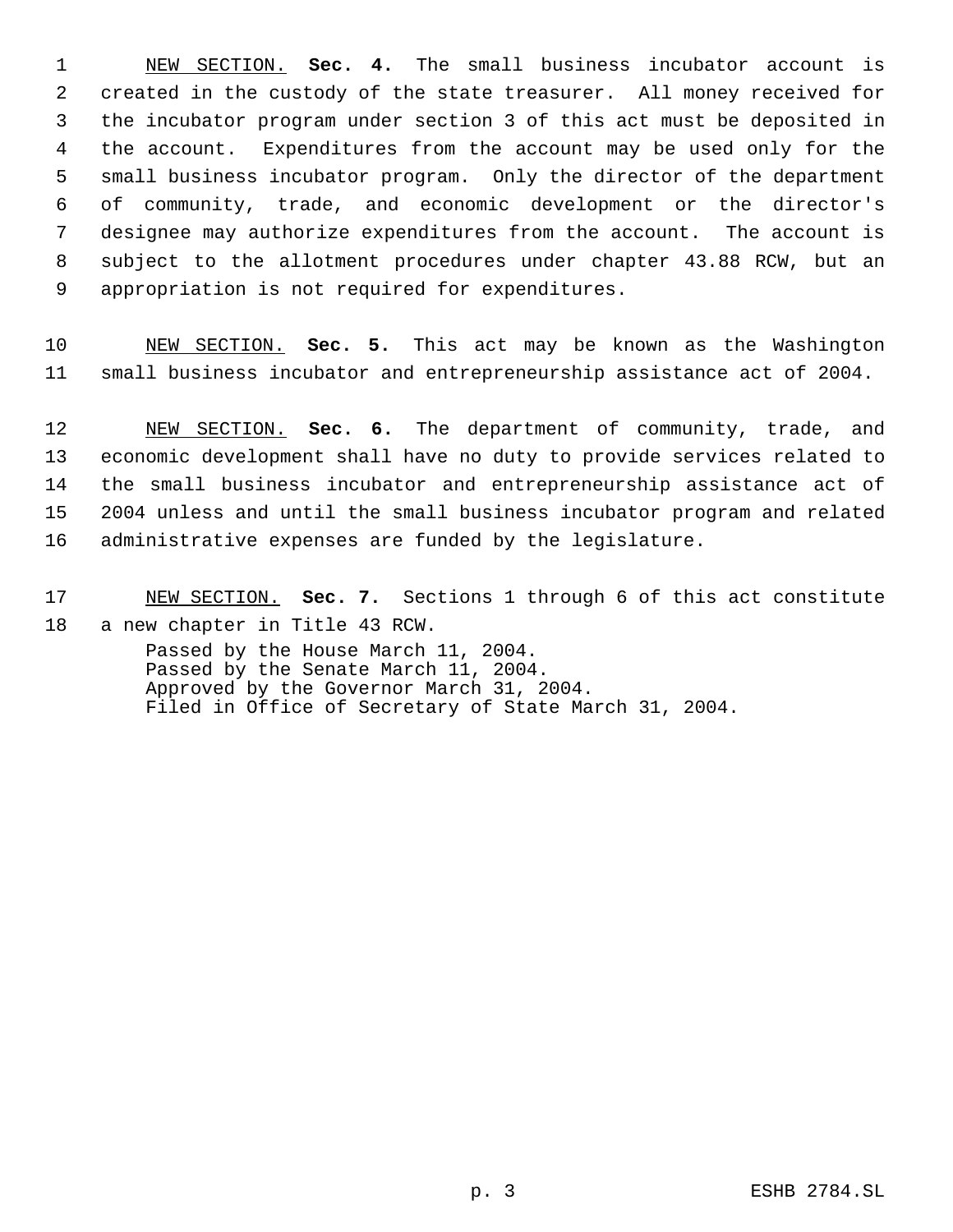NEW SECTION. **Sec. 4.** The small business incubator account is created in the custody of the state treasurer. All money received for the incubator program under section 3 of this act must be deposited in the account. Expenditures from the account may be used only for the small business incubator program. Only the director of the department of community, trade, and economic development or the director's designee may authorize expenditures from the account. The account is subject to the allotment procedures under chapter 43.88 RCW, but an appropriation is not required for expenditures.

NEW SECTION. **Sec. 5.** This act may be known as the Washington small business incubator and entrepreneurship assistance act of 2004.

NEW SECTION. **Sec. 6.** The department of community, trade, and economic development shall have no duty to provide services related to the small business incubator and entrepreneurship assistance act of 2004 unless and until the small business incubator program and related administrative expenses are funded by the legislature.

NEW SECTION. **Sec. 7.** Sections 1 through 6 of this act constitute a new chapter in Title 43 RCW.

Passed by the House March 11, 2004.
Passed by the Senate March 11, 2004.
Approved by the Governor March 31, 2004.
Filed in Office of Secretary of State March 31, 2004.